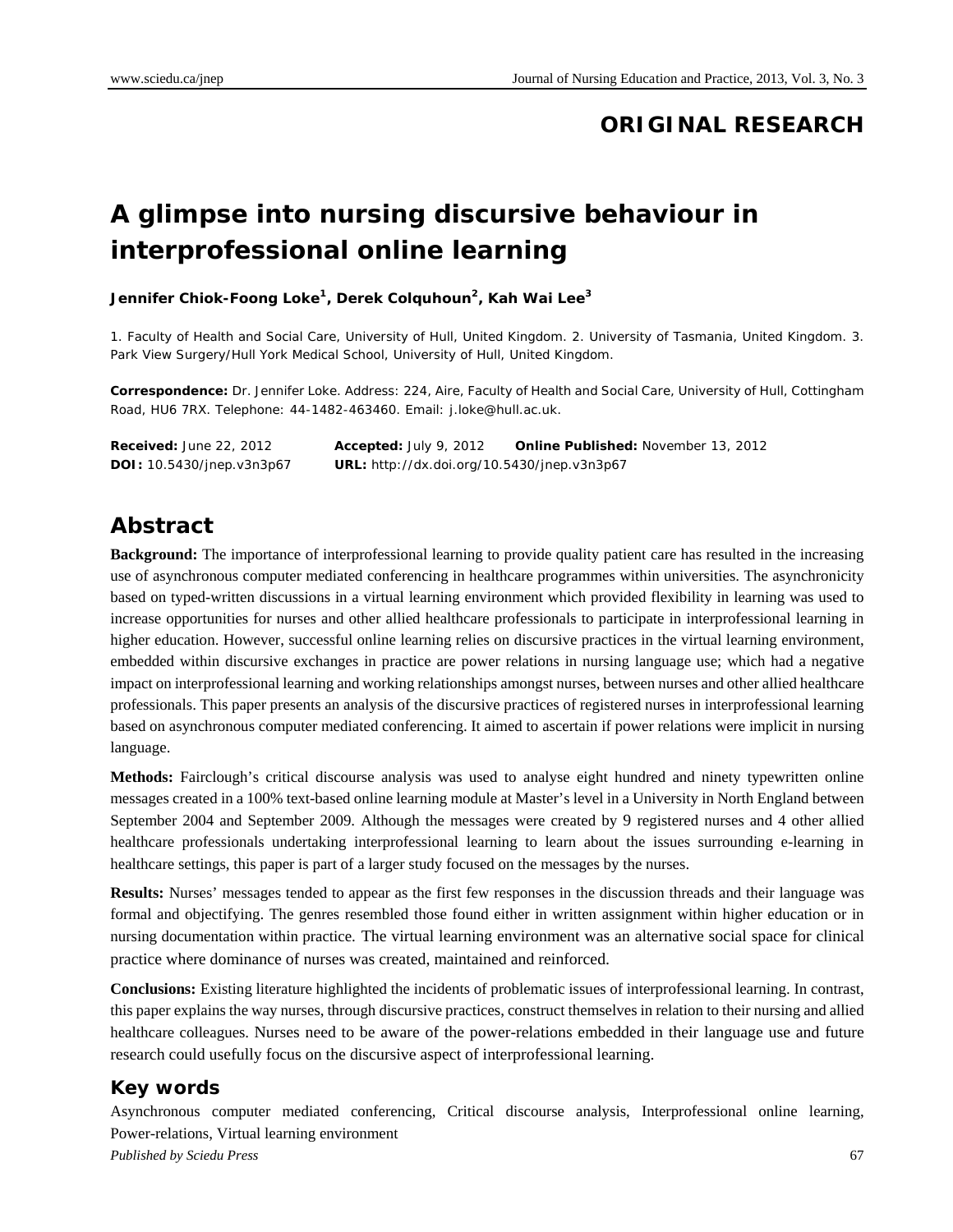**ORIGINAL RESEARCH**

# A glimpse into nursing discursive behaviour in interprofessional online learning

**Jennifer Chiok-Foong Loke[1], Derek Colquhoun[2], Kah Wai Lee[3]**

1. Faculty of Health and Social Care, University of Hull, United Kingdom. 2. University of Tasmania, United Kingdom. 3. Park View Surgery/Hull York Medical School, University of Hull, United Kingdom.

**Correspondence:** Dr. Jennifer Loke. Address: 224, Aire, Faculty of Health and Social Care, University of Hull, Cottingham Road, HU6 7RX. Telephone: 44-1482-463460. Email: j.loke@hull.ac.uk.

**Received:** June 22, 2012 **Accepted:** July 9, 2012 **Online Published:** November 13, 2012
**DOI:** 10.5430/jnep.v3n3p67 **URL:** http://dx.doi.org/10.5430/jnep.v3n3p67

## Abstract

**Background:** The importance of interprofessional learning to provide quality patient care has resulted in the increasing use of asynchronous computer mediated conferencing in healthcare programmes within universities. The asynchronicity based on typed-written discussions in a virtual learning environment which provided flexibility in learning was used to increase opportunities for nurses and other allied healthcare professionals to participate in interprofessional learning in higher education. However, successful online learning relies on discursive practices in the virtual learning environment, embedded within discursive exchanges in practice are power relations in nursing language use; which had a negative impact on interprofessional learning and working relationships amongst nurses, between nurses and other allied healthcare professionals. This paper presents an analysis of the discursive practices of registered nurses in interprofessional learning based on asynchronous computer mediated conferencing. It aimed to ascertain if power relations were implicit in nursing language.

**Methods:** Fairclough's critical discourse analysis was used to analyse eight hundred and ninety typewritten online messages created in a 100% text-based online learning module at Master's level in a University in North England between September 2004 and September 2009. Although the messages were created by 9 registered nurses and 4 other allied healthcare professionals undertaking interprofessional learning to learn about the issues surrounding e-learning in healthcare settings, this paper is part of a larger study focused on the messages by the nurses.

**Results:** Nurses' messages tended to appear as the first few responses in the discussion threads and their language was formal and objectifying. The genres resembled those found either in written assignment within higher education or in nursing documentation within practice. The virtual learning environment was an alternative social space for clinical practice where dominance of nurses was created, maintained and reinforced.

**Conclusions:** Existing literature highlighted the incidents of problematic issues of interprofessional learning. In contrast, this paper explains the way nurses, through discursive practices, construct themselves in relation to their nursing and allied healthcare colleagues. Nurses need to be aware of the power-relations embedded in their language use and future research could usefully focus on the discursive aspect of interprofessional learning.

## Key words

Asynchronous computer mediated conferencing, Critical discourse analysis, Interprofessional online learning, Power-relations, Virtual learning environment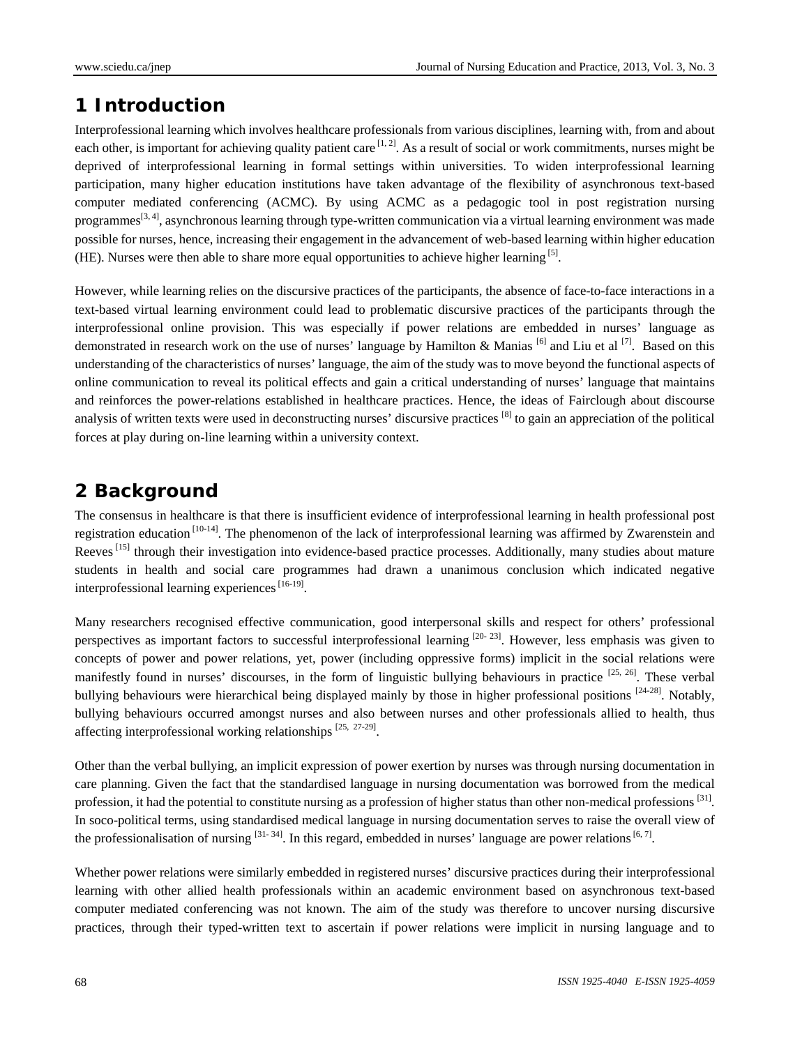## 1 Introduction

Interprofessional learning which involves healthcare professionals from various disciplines, learning with, from and about each other, is important for achieving quality patient care [1, 2]. As a result of social or work commitments, nurses might be deprived of interprofessional learning in formal settings within universities. To widen interprofessional learning participation, many higher education institutions have taken advantage of the flexibility of asynchronous text-based computer mediated conferencing (ACMC). By using ACMC as a pedagogic tool in post registration nursing programmes[3, 4], asynchronous learning through type-written communication via a virtual learning environment was made possible for nurses, hence, increasing their engagement in the advancement of web-based learning within higher education (HE). Nurses were then able to share more equal opportunities to achieve higher learning [5].

However, while learning relies on the discursive practices of the participants, the absence of face-to-face interactions in a text-based virtual learning environment could lead to problematic discursive practices of the participants through the interprofessional online provision. This was especially if power relations are embedded in nurses' language as demonstrated in research work on the use of nurses' language by Hamilton & Manias [6] and Liu et al [7]. Based on this understanding of the characteristics of nurses' language, the aim of the study was to move beyond the functional aspects of online communication to reveal its political effects and gain a critical understanding of nurses' language that maintains and reinforces the power-relations established in healthcare practices. Hence, the ideas of Fairclough about discourse analysis of written texts were used in deconstructing nurses' discursive practices [8] to gain an appreciation of the political forces at play during on-line learning within a university context.

## 2 Background

The consensus in healthcare is that there is insufficient evidence of interprofessional learning in health professional post registration education [10-14]. The phenomenon of the lack of interprofessional learning was affirmed by Zwarenstein and Reeves [15] through their investigation into evidence-based practice processes. Additionally, many studies about mature students in health and social care programmes had drawn a unanimous conclusion which indicated negative interprofessional learning experiences [16-19].

Many researchers recognised effective communication, good interpersonal skills and respect for others' professional perspectives as important factors to successful interprofessional learning [20- 23]. However, less emphasis was given to concepts of power and power relations, yet, power (including oppressive forms) implicit in the social relations were manifestly found in nurses' discourses, in the form of linguistic bullying behaviours in practice [25, 26]. These verbal bullying behaviours were hierarchical being displayed mainly by those in higher professional positions [24-28]. Notably, bullying behaviours occurred amongst nurses and also between nurses and other professionals allied to health, thus affecting interprofessional working relationships [25, 27-29].

Other than the verbal bullying, an implicit expression of power exertion by nurses was through nursing documentation in care planning. Given the fact that the standardised language in nursing documentation was borrowed from the medical profession, it had the potential to constitute nursing as a profession of higher status than other non-medical professions [31]. In soco-political terms, using standardised medical language in nursing documentation serves to raise the overall view of the professionalisation of nursing [31- 34]. In this regard, embedded in nurses' language are power relations [6, 7].

Whether power relations were similarly embedded in registered nurses' discursive practices during their interprofessional learning with other allied health professionals within an academic environment based on asynchronous text-based computer mediated conferencing was not known. The aim of the study was therefore to uncover nursing discursive practices, through their typed-written text to ascertain if power relations were implicit in nursing language and to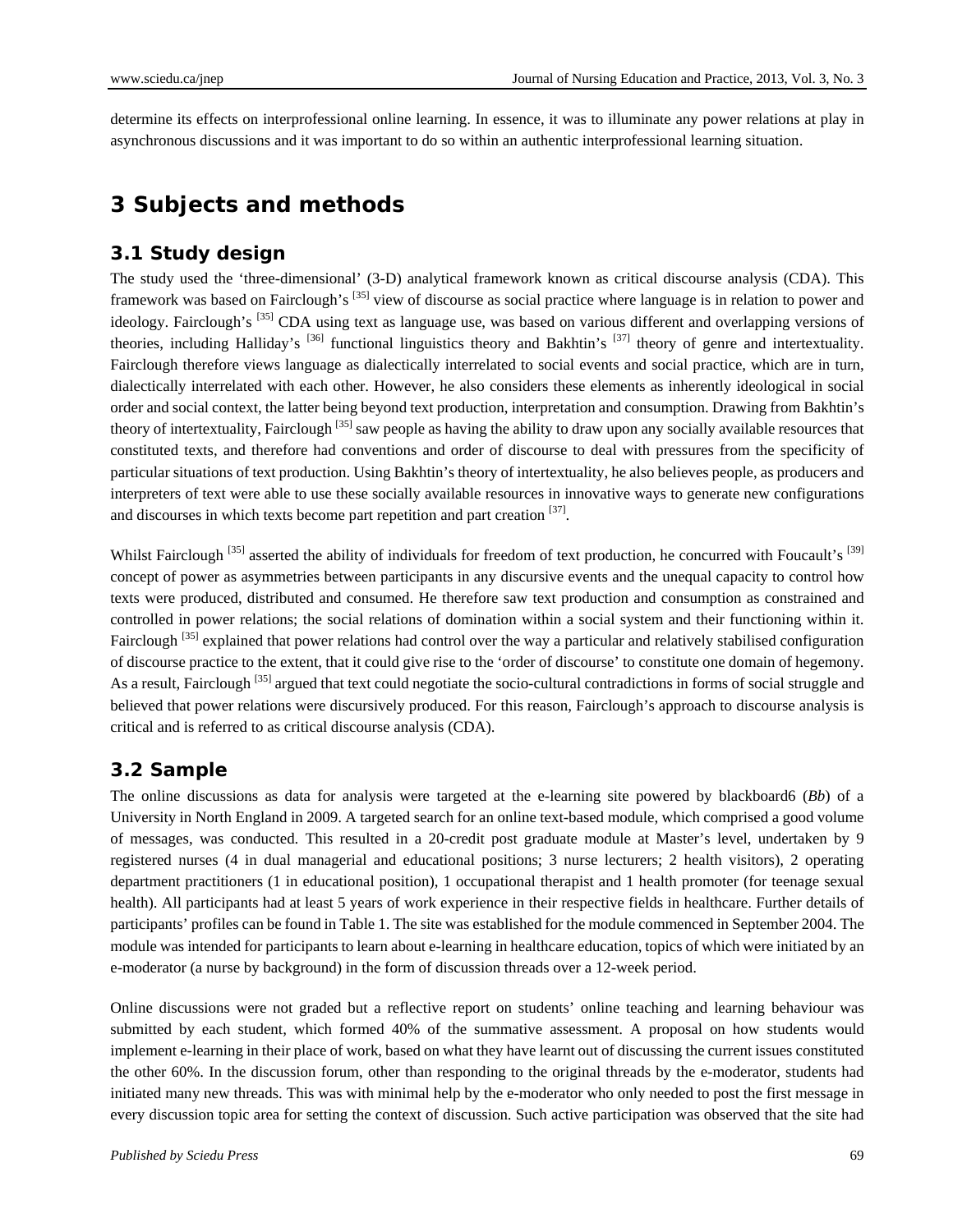determine its effects on interprofessional online learning. In essence, it was to illuminate any power relations at play in asynchronous discussions and it was important to do so within an authentic interprofessional learning situation.

## 3 Subjects and methods

### 3.1 Study design

The study used the 'three-dimensional' (3-D) analytical framework known as critical discourse analysis (CDA). This framework was based on Fairclough's [35] view of discourse as social practice where language is in relation to power and ideology. Fairclough's [35] CDA using text as language use, was based on various different and overlapping versions of theories, including Halliday's [36] functional linguistics theory and Bakhtin's [37] theory of genre and intertextuality. Fairclough therefore views language as dialectically interrelated to social events and social practice, which are in turn, dialectically interrelated with each other. However, he also considers these elements as inherently ideological in social order and social context, the latter being beyond text production, interpretation and consumption. Drawing from Bakhtin's theory of intertextuality, Fairclough [35] saw people as having the ability to draw upon any socially available resources that constituted texts, and therefore had conventions and order of discourse to deal with pressures from the specificity of particular situations of text production. Using Bakhtin's theory of intertextuality, he also believes people, as producers and interpreters of text were able to use these socially available resources in innovative ways to generate new configurations and discourses in which texts become part repetition and part creation [37].

Whilst Fairclough [35] asserted the ability of individuals for freedom of text production, he concurred with Foucault's [39] concept of power as asymmetries between participants in any discursive events and the unequal capacity to control how texts were produced, distributed and consumed. He therefore saw text production and consumption as constrained and controlled in power relations; the social relations of domination within a social system and their functioning within it. Fairclough [35] explained that power relations had control over the way a particular and relatively stabilised configuration of discourse practice to the extent, that it could give rise to the 'order of discourse' to constitute one domain of hegemony. As a result, Fairclough [35] argued that text could negotiate the socio-cultural contradictions in forms of social struggle and believed that power relations were discursively produced. For this reason, Fairclough's approach to discourse analysis is critical and is referred to as critical discourse analysis (CDA).

### 3.2 Sample

The online discussions as data for analysis were targeted at the e-learning site powered by blackboard6 (*Bb*) of a University in North England in 2009. A targeted search for an online text-based module, which comprised a good volume of messages, was conducted. This resulted in a 20-credit post graduate module at Master's level, undertaken by 9 registered nurses (4 in dual managerial and educational positions; 3 nurse lecturers; 2 health visitors), 2 operating department practitioners (1 in educational position), 1 occupational therapist and 1 health promoter (for teenage sexual health). All participants had at least 5 years of work experience in their respective fields in healthcare. Further details of participants' profiles can be found in Table 1. The site was established for the module commenced in September 2004. The module was intended for participants to learn about e-learning in healthcare education, topics of which were initiated by an e-moderator (a nurse by background) in the form of discussion threads over a 12-week period.

Online discussions were not graded but a reflective report on students' online teaching and learning behaviour was submitted by each student, which formed 40% of the summative assessment. A proposal on how students would implement e-learning in their place of work, based on what they have learnt out of discussing the current issues constituted the other 60%. In the discussion forum, other than responding to the original threads by the e-moderator, students had initiated many new threads. This was with minimal help by the e-moderator who only needed to post the first message in every discussion topic area for setting the context of discussion. Such active participation was observed that the site had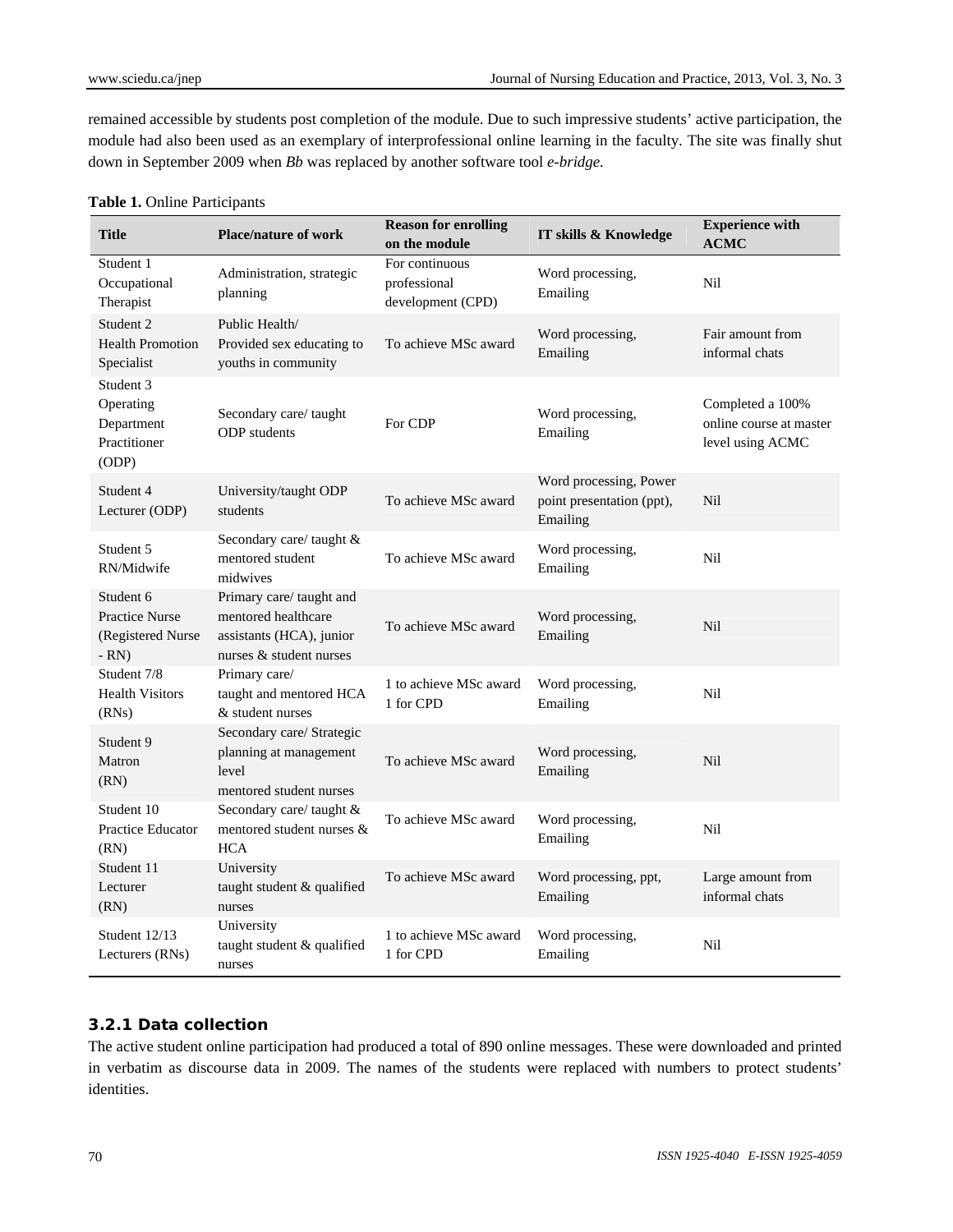remained accessible by students post completion of the module. Due to such impressive students' active participation, the module had also been used as an exemplary of interprofessional online learning in the faculty. The site was finally shut down in September 2009 when *Bb* was replaced by another software tool *e-bridge.*

**Table 1.** Online Participants

| Title | Place/nature of work | Reason for enrolling on the module | IT skills & Knowledge | Experience with ACMC |
|---|---|---|---|---|
| Student 1 Occupational Therapist | Administration, strategic planning | For continuous professional development (CPD) | Word processing, Emailing | Nil |
| Student 2 Health Promotion Specialist | Public Health/ Provided sex educating to youths in community | To achieve MSc award | Word processing, Emailing | Fair amount from informal chats |
| Student 3 Operating Department Practitioner (ODP) | Secondary care/ taught ODP students | For CDP | Word processing, Emailing | Completed a 100% online course at master level using ACMC |
| Student 4 Lecturer (ODP) | University/taught ODP students | To achieve MSc award | Word processing, Power point presentation (ppt), Emailing | Nil |
| Student 5 RN/Midwife | Secondary care/ taught & mentored student midwives | To achieve MSc award | Word processing, Emailing | Nil |
| Student 6 Practice Nurse (Registered Nurse - RN) | Primary care/ taught and mentored healthcare assistants (HCA), junior nurses & student nurses | To achieve MSc award | Word processing, Emailing | Nil |
| Student 7/8 Health Visitors (RNs) | Primary care/ taught and mentored HCA & student nurses | 1 to achieve MSc award 1 for CPD | Word processing, Emailing | Nil |
| Student 9 Matron (RN) | Secondary care/ Strategic planning at management level mentored student nurses | To achieve MSc award | Word processing, Emailing | Nil |
| Student 10 Practice Educator (RN) | Secondary care/ taught & mentored student nurses & HCA | To achieve MSc award | Word processing, Emailing | Nil |
| Student 11 Lecturer (RN) | University taught student & qualified nurses | To achieve MSc award | Word processing, ppt, Emailing | Large amount from informal chats |
| Student 12/13 Lecturers (RNs) | University taught student & qualified nurses | 1 to achieve MSc award 1 for CPD | Word processing, Emailing | Nil |

### 3.2.1 Data collection

The active student online participation had produced a total of 890 online messages. These were downloaded and printed in verbatim as discourse data in 2009. The names of the students were replaced with numbers to protect students' identities.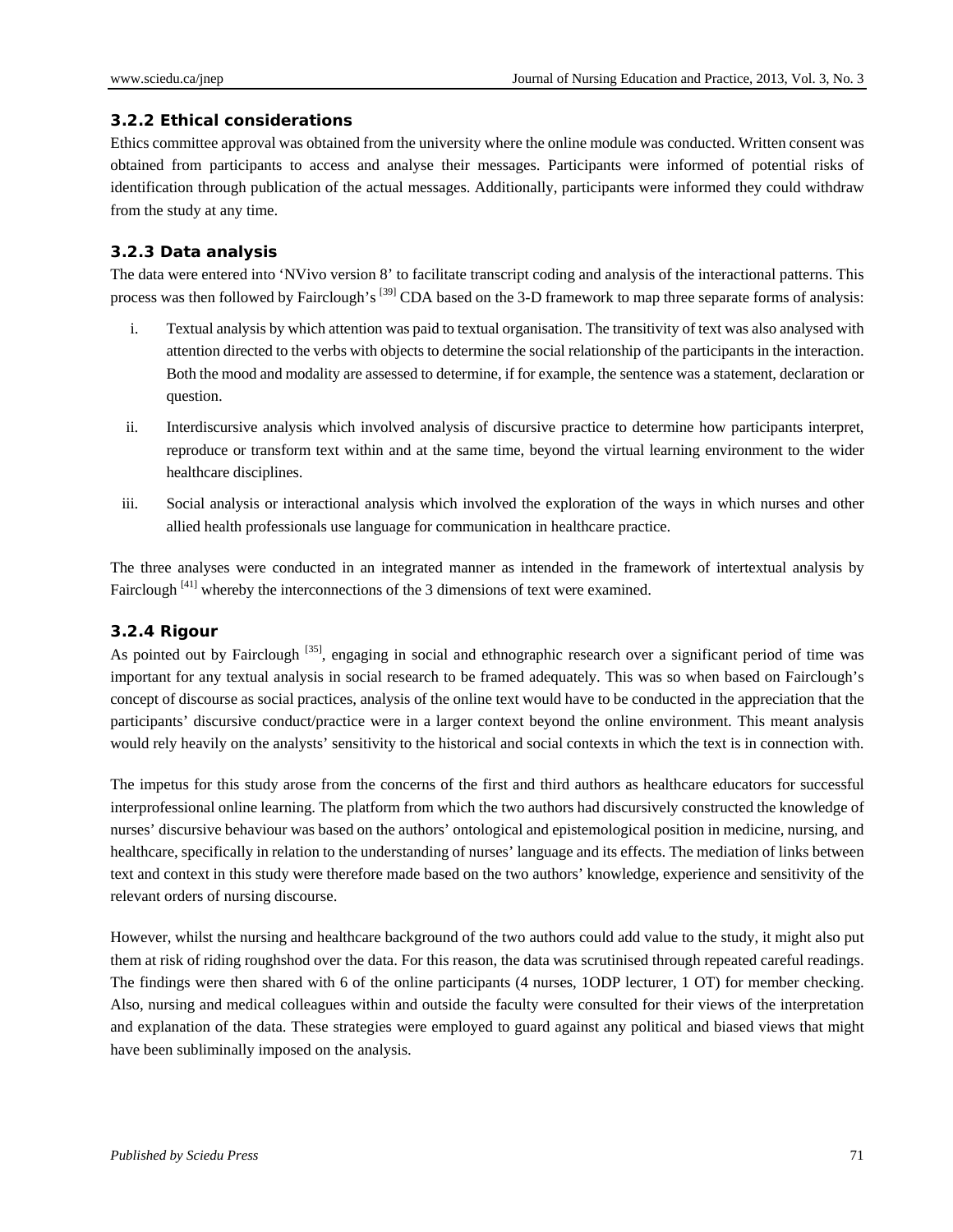### 3.2.2 Ethical considerations

Ethics committee approval was obtained from the university where the online module was conducted. Written consent was obtained from participants to access and analyse their messages. Participants were informed of potential risks of identification through publication of the actual messages. Additionally, participants were informed they could withdraw from the study at any time.

### 3.2.3 Data analysis

The data were entered into 'NVivo version 8' to facilitate transcript coding and analysis of the interactional patterns. This process was then followed by Fairclough's [39] CDA based on the 3-D framework to map three separate forms of analysis:

i. Textual analysis by which attention was paid to textual organisation. The transitivity of text was also analysed with attention directed to the verbs with objects to determine the social relationship of the participants in the interaction. Both the mood and modality are assessed to determine, if for example, the sentence was a statement, declaration or question.

ii. Interdiscursive analysis which involved analysis of discursive practice to determine how participants interpret, reproduce or transform text within and at the same time, beyond the virtual learning environment to the wider healthcare disciplines.

iii. Social analysis or interactional analysis which involved the exploration of the ways in which nurses and other allied health professionals use language for communication in healthcare practice.

The three analyses were conducted in an integrated manner as intended in the framework of intertextual analysis by Fairclough [41] whereby the interconnections of the 3 dimensions of text were examined.

### 3.2.4 Rigour

As pointed out by Fairclough [35], engaging in social and ethnographic research over a significant period of time was important for any textual analysis in social research to be framed adequately. This was so when based on Fairclough's concept of discourse as social practices, analysis of the online text would have to be conducted in the appreciation that the participants' discursive conduct/practice were in a larger context beyond the online environment. This meant analysis would rely heavily on the analysts' sensitivity to the historical and social contexts in which the text is in connection with.

The impetus for this study arose from the concerns of the first and third authors as healthcare educators for successful interprofessional online learning. The platform from which the two authors had discursively constructed the knowledge of nurses' discursive behaviour was based on the authors' ontological and epistemological position in medicine, nursing, and healthcare, specifically in relation to the understanding of nurses' language and its effects. The mediation of links between text and context in this study were therefore made based on the two authors' knowledge, experience and sensitivity of the relevant orders of nursing discourse.

However, whilst the nursing and healthcare background of the two authors could add value to the study, it might also put them at risk of riding roughshod over the data. For this reason, the data was scrutinised through repeated careful readings. The findings were then shared with 6 of the online participants (4 nurses, 1ODP lecturer, 1 OT) for member checking. Also, nursing and medical colleagues within and outside the faculty were consulted for their views of the interpretation and explanation of the data. These strategies were employed to guard against any political and biased views that might have been subliminally imposed on the analysis.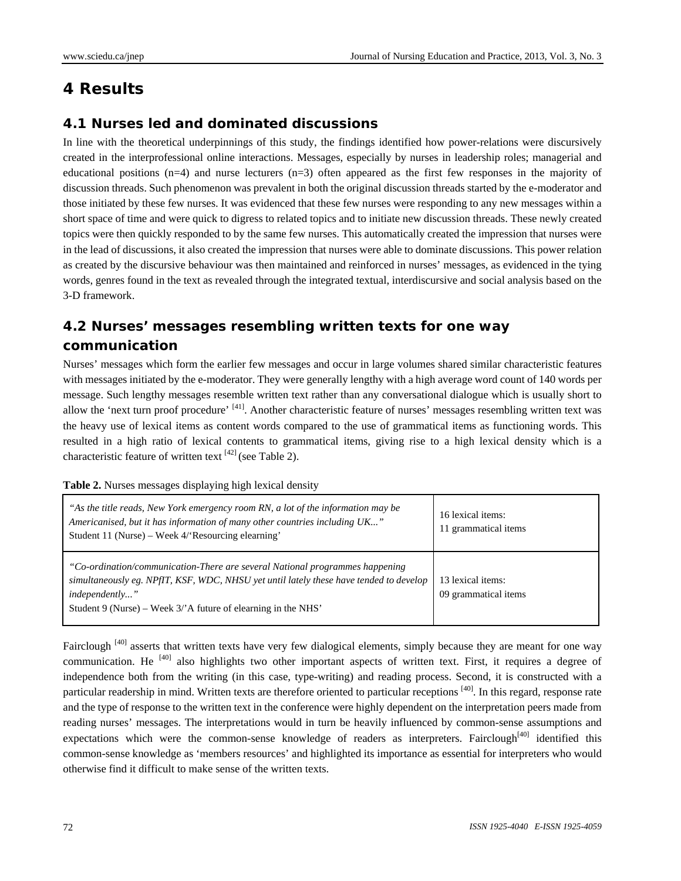# 4 Results

## 4.1 Nurses led and dominated discussions

In line with the theoretical underpinnings of this study, the findings identified how power-relations were discursively created in the interprofessional online interactions. Messages, especially by nurses in leadership roles; managerial and educational positions (n=4) and nurse lecturers (n=3) often appeared as the first few responses in the majority of discussion threads. Such phenomenon was prevalent in both the original discussion threads started by the e-moderator and those initiated by these few nurses. It was evidenced that these few nurses were responding to any new messages within a short space of time and were quick to digress to related topics and to initiate new discussion threads. These newly created topics were then quickly responded to by the same few nurses. This automatically created the impression that nurses were in the lead of discussions, it also created the impression that nurses were able to dominate discussions. This power relation as created by the discursive behaviour was then maintained and reinforced in nurses' messages, as evidenced in the tying words, genres found in the text as revealed through the integrated textual, interdiscursive and social analysis based on the 3-D framework.

## 4.2 Nurses' messages resembling written texts for one way communication

Nurses' messages which form the earlier few messages and occur in large volumes shared similar characteristic features with messages initiated by the e-moderator. They were generally lengthy with a high average word count of 140 words per message. Such lengthy messages resemble written text rather than any conversational dialogue which is usually short to allow the 'next turn proof procedure' [41]. Another characteristic feature of nurses' messages resembling written text was the heavy use of lexical items as content words compared to the use of grammatical items as functioning words. This resulted in a high ratio of lexical contents to grammatical items, giving rise to a high lexical density which is a characteristic feature of written text [42] (see Table 2).

**Table 2.** Nurses messages displaying high lexical density

| Message | Items |
|---|---|
| *"As the title reads, New York emergency room RN, a lot of the information may be Americanised, but it has information of many other countries including UK..."* Student 11 (Nurse) – Week 4/'Resourcing elearning' | 16 lexical items: 11 grammatical items |
| *"Co-ordination/communication-There are several National programmes happening simultaneously eg. NPfIT, KSF, WDC, NHSU yet until lately these have tended to develop independently..."* Student 9 (Nurse) – Week 3/'A future of elearning in the NHS' | 13 lexical items: 09 grammatical items |

Fairclough [40] asserts that written texts have very few dialogical elements, simply because they are meant for one way communication. He [40] also highlights two other important aspects of written text. First, it requires a degree of independence both from the writing (in this case, type-writing) and reading process. Second, it is constructed with a particular readership in mind. Written texts are therefore oriented to particular receptions [40]. In this regard, response rate and the type of response to the written text in the conference were highly dependent on the interpretation peers made from reading nurses' messages. The interpretations would in turn be heavily influenced by common-sense assumptions and expectations which were the common-sense knowledge of readers as interpreters. Fairclough[40] identified this common-sense knowledge as 'members resources' and highlighted its importance as essential for interpreters who would otherwise find it difficult to make sense of the written texts.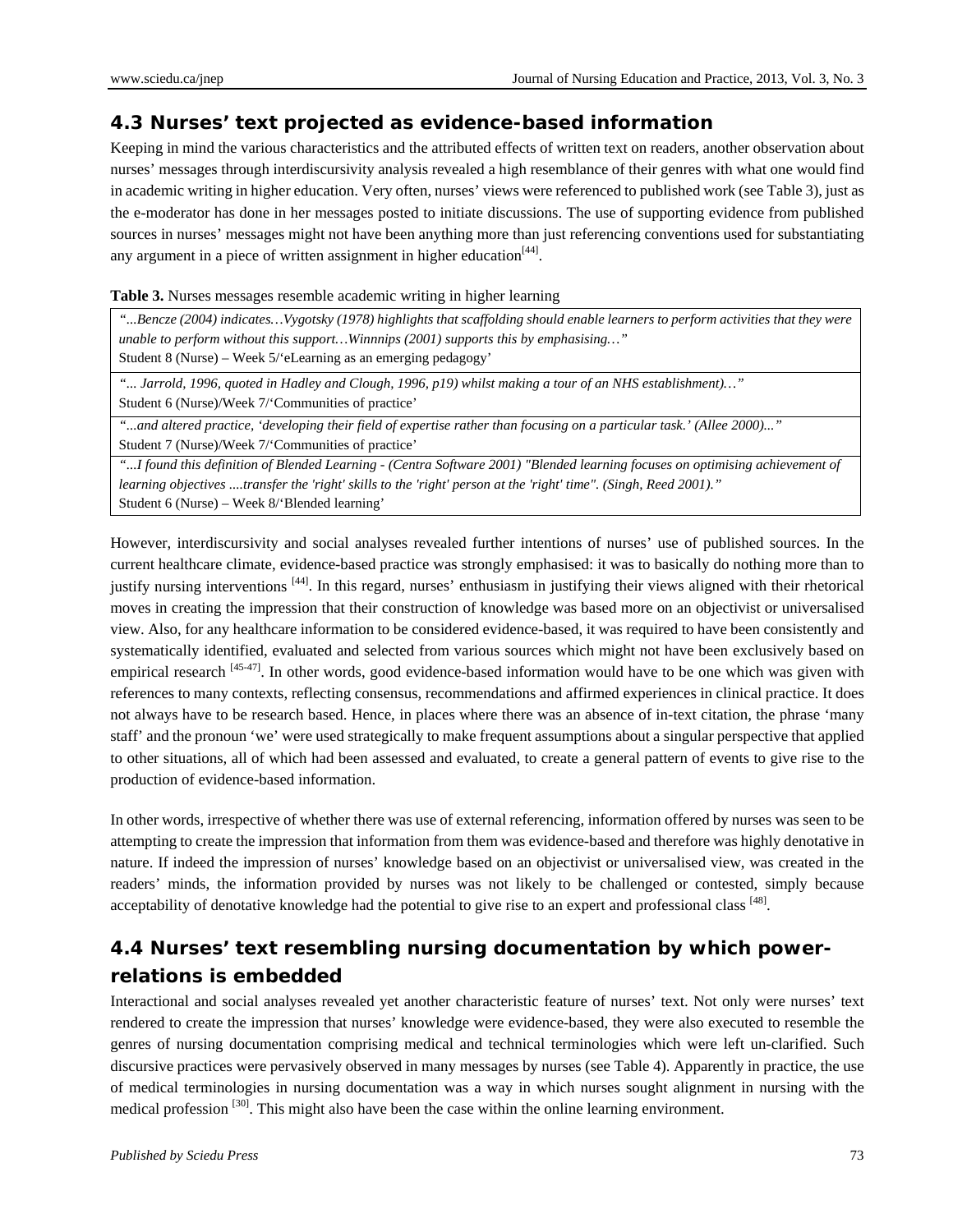## 4.3 Nurses' text projected as evidence-based information

Keeping in mind the various characteristics and the attributed effects of written text on readers, another observation about nurses' messages through interdiscursivity analysis revealed a high resemblance of their genres with what one would find in academic writing in higher education. Very often, nurses' views were referenced to published work (see Table 3), just as the e-moderator has done in her messages posted to initiate discussions. The use of supporting evidence from published sources in nurses' messages might not have been anything more than just referencing conventions used for substantiating any argument in a piece of written assignment in higher education[44].

**Table 3.** Nurses messages resemble academic writing in higher learning

| |
|---|
| *"...Bencze (2004) indicates…Vygotsky (1978) highlights that scaffolding should enable learners to perform activities that they were unable to perform without this support…Winnnips (2001) supports this by emphasising…"* Student 8 (Nurse) – Week 5/'eLearning as an emerging pedagogy' |
| *"... Jarrold, 1996, quoted in Hadley and Clough, 1996, p19) whilst making a tour of an NHS establishment)…"* Student 6 (Nurse)/Week 7/'Communities of practice' |
| *"...and altered practice, 'developing their field of expertise rather than focusing on a particular task.' (Allee 2000)..."* Student 7 (Nurse)/Week 7/'Communities of practice' |
| *"...I found this definition of Blended Learning - (Centra Software 2001) "Blended learning focuses on optimising achievement of learning objectives ....transfer the 'right' skills to the 'right' person at the 'right' time". (Singh, Reed 2001)."* Student 6 (Nurse) – Week 8/'Blended learning' |

However, interdiscursivity and social analyses revealed further intentions of nurses' use of published sources. In the current healthcare climate, evidence-based practice was strongly emphasised: it was to basically do nothing more than to justify nursing interventions [44]. In this regard, nurses' enthusiasm in justifying their views aligned with their rhetorical moves in creating the impression that their construction of knowledge was based more on an objectivist or universalised view. Also, for any healthcare information to be considered evidence-based, it was required to have been consistently and systematically identified, evaluated and selected from various sources which might not have been exclusively based on empirical research [45-47]. In other words, good evidence-based information would have to be one which was given with references to many contexts, reflecting consensus, recommendations and affirmed experiences in clinical practice. It does not always have to be research based. Hence, in places where there was an absence of in-text citation, the phrase 'many staff' and the pronoun 'we' were used strategically to make frequent assumptions about a singular perspective that applied to other situations, all of which had been assessed and evaluated, to create a general pattern of events to give rise to the production of evidence-based information.

In other words, irrespective of whether there was use of external referencing, information offered by nurses was seen to be attempting to create the impression that information from them was evidence-based and therefore was highly denotative in nature. If indeed the impression of nurses' knowledge based on an objectivist or universalised view, was created in the readers' minds, the information provided by nurses was not likely to be challenged or contested, simply because acceptability of denotative knowledge had the potential to give rise to an expert and professional class [48].

## 4.4 Nurses' text resembling nursing documentation by which power-relations is embedded

Interactional and social analyses revealed yet another characteristic feature of nurses' text. Not only were nurses' text rendered to create the impression that nurses' knowledge were evidence-based, they were also executed to resemble the genres of nursing documentation comprising medical and technical terminologies which were left un-clarified. Such discursive practices were pervasively observed in many messages by nurses (see Table 4). Apparently in practice, the use of medical terminologies in nursing documentation was a way in which nurses sought alignment in nursing with the medical profession [30]. This might also have been the case within the online learning environment.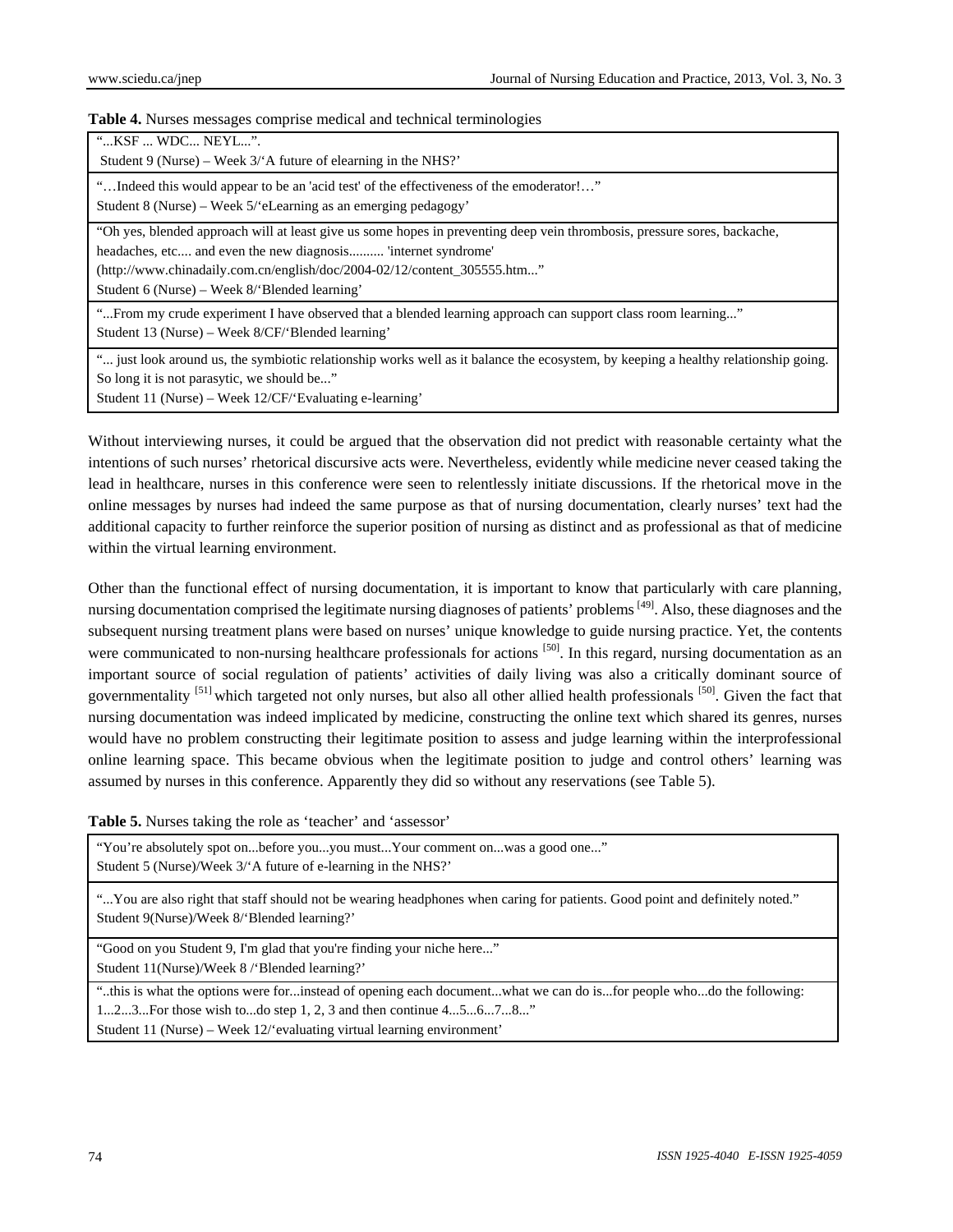**Table 4.** Nurses messages comprise medical and technical terminologies

| |
|---|
| "...KSF ... WDC... NEYL...". Student 9 (Nurse) – Week 3/'A future of elearning in the NHS?' |
| "…Indeed this would appear to be an 'acid test' of the effectiveness of the emoderator!…" Student 8 (Nurse) – Week 5/'eLearning as an emerging pedagogy' |
| "Oh yes, blended approach will at least give us some hopes in preventing deep vein thrombosis, pressure sores, backache, headaches, etc.... and even the new diagnosis.......... 'internet syndrome' (http://www.chinadaily.com.cn/english/doc/2004-02/12/content_305555.htm..." Student 6 (Nurse) – Week 8/'Blended learning' |
| "...From my crude experiment I have observed that a blended learning approach can support class room learning..." Student 13 (Nurse) – Week 8/CF/'Blended learning' |
| "... just look around us, the symbiotic relationship works well as it balance the ecosystem, by keeping a healthy relationship going. So long it is not parasytic, we should be..." Student 11 (Nurse) – Week 12/CF/'Evaluating e-learning' |

Without interviewing nurses, it could be argued that the observation did not predict with reasonable certainty what the intentions of such nurses' rhetorical discursive acts were. Nevertheless, evidently while medicine never ceased taking the lead in healthcare, nurses in this conference were seen to relentlessly initiate discussions. If the rhetorical move in the online messages by nurses had indeed the same purpose as that of nursing documentation, clearly nurses' text had the additional capacity to further reinforce the superior position of nursing as distinct and as professional as that of medicine within the virtual learning environment.

Other than the functional effect of nursing documentation, it is important to know that particularly with care planning, nursing documentation comprised the legitimate nursing diagnoses of patients' problems [49]. Also, these diagnoses and the subsequent nursing treatment plans were based on nurses' unique knowledge to guide nursing practice. Yet, the contents were communicated to non-nursing healthcare professionals for actions [50]. In this regard, nursing documentation as an important source of social regulation of patients' activities of daily living was also a critically dominant source of governmentality [51] which targeted not only nurses, but also all other allied health professionals [50]. Given the fact that nursing documentation was indeed implicated by medicine, constructing the online text which shared its genres, nurses would have no problem constructing their legitimate position to assess and judge learning within the interprofessional online learning space. This became obvious when the legitimate position to judge and control others' learning was assumed by nurses in this conference. Apparently they did so without any reservations (see Table 5).

**Table 5.** Nurses taking the role as 'teacher' and 'assessor'

| |
|---|
| "You're absolutely spot on...before you...you must...Your comment on...was a good one..." Student 5 (Nurse)/Week 3/'A future of e-learning in the NHS?' |
| "...You are also right that staff should not be wearing headphones when caring for patients. Good point and definitely noted." Student 9(Nurse)/Week 8/'Blended learning?' |
| "Good on you Student 9, I'm glad that you're finding your niche here..." Student 11(Nurse)/Week 8 /'Blended learning?' |
| "..this is what the options were for...instead of opening each document...what we can do is...for people who...do the following: 1...2...3...For those wish to...do step 1, 2, 3 and then continue 4...5...6...7...8..." Student 11 (Nurse) – Week 12/'evaluating virtual learning environment' |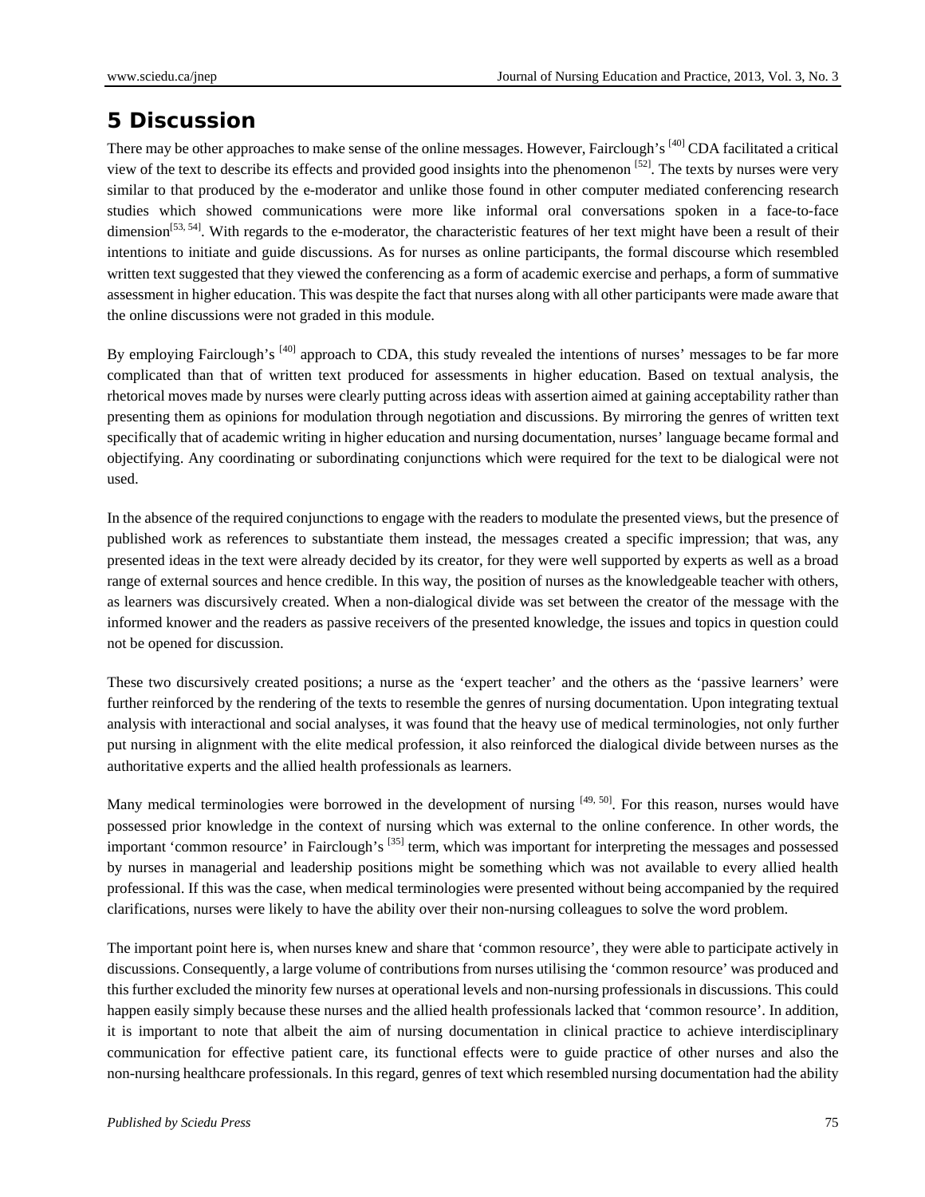## 5 Discussion

There may be other approaches to make sense of the online messages. However, Fairclough's [40] CDA facilitated a critical view of the text to describe its effects and provided good insights into the phenomenon [52]. The texts by nurses were very similar to that produced by the e-moderator and unlike those found in other computer mediated conferencing research studies which showed communications were more like informal oral conversations spoken in a face-to-face dimension[53, 54]. With regards to the e-moderator, the characteristic features of her text might have been a result of their intentions to initiate and guide discussions. As for nurses as online participants, the formal discourse which resembled written text suggested that they viewed the conferencing as a form of academic exercise and perhaps, a form of summative assessment in higher education. This was despite the fact that nurses along with all other participants were made aware that the online discussions were not graded in this module.

By employing Fairclough's [40] approach to CDA, this study revealed the intentions of nurses' messages to be far more complicated than that of written text produced for assessments in higher education. Based on textual analysis, the rhetorical moves made by nurses were clearly putting across ideas with assertion aimed at gaining acceptability rather than presenting them as opinions for modulation through negotiation and discussions. By mirroring the genres of written text specifically that of academic writing in higher education and nursing documentation, nurses' language became formal and objectifying. Any coordinating or subordinating conjunctions which were required for the text to be dialogical were not used.

In the absence of the required conjunctions to engage with the readers to modulate the presented views, but the presence of published work as references to substantiate them instead, the messages created a specific impression; that was, any presented ideas in the text were already decided by its creator, for they were well supported by experts as well as a broad range of external sources and hence credible. In this way, the position of nurses as the knowledgeable teacher with others, as learners was discursively created. When a non-dialogical divide was set between the creator of the message with the informed knower and the readers as passive receivers of the presented knowledge, the issues and topics in question could not be opened for discussion.

These two discursively created positions; a nurse as the 'expert teacher' and the others as the 'passive learners' were further reinforced by the rendering of the texts to resemble the genres of nursing documentation. Upon integrating textual analysis with interactional and social analyses, it was found that the heavy use of medical terminologies, not only further put nursing in alignment with the elite medical profession, it also reinforced the dialogical divide between nurses as the authoritative experts and the allied health professionals as learners.

Many medical terminologies were borrowed in the development of nursing [49, 50]. For this reason, nurses would have possessed prior knowledge in the context of nursing which was external to the online conference. In other words, the important 'common resource' in Fairclough's [35] term, which was important for interpreting the messages and possessed by nurses in managerial and leadership positions might be something which was not available to every allied health professional. If this was the case, when medical terminologies were presented without being accompanied by the required clarifications, nurses were likely to have the ability over their non-nursing colleagues to solve the word problem.

The important point here is, when nurses knew and share that 'common resource', they were able to participate actively in discussions. Consequently, a large volume of contributions from nurses utilising the 'common resource' was produced and this further excluded the minority few nurses at operational levels and non-nursing professionals in discussions. This could happen easily simply because these nurses and the allied health professionals lacked that 'common resource'. In addition, it is important to note that albeit the aim of nursing documentation in clinical practice to achieve interdisciplinary communication for effective patient care, its functional effects were to guide practice of other nurses and also the non-nursing healthcare professionals. In this regard, genres of text which resembled nursing documentation had the ability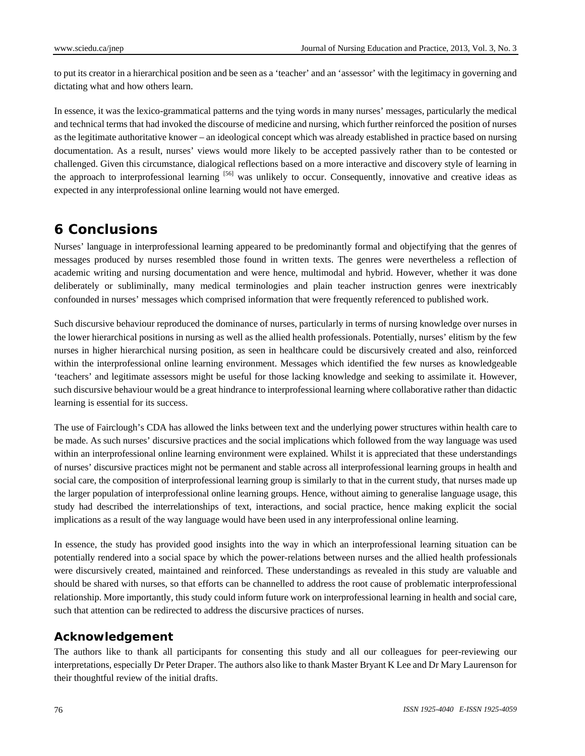to put its creator in a hierarchical position and be seen as a 'teacher' and an 'assessor' with the legitimacy in governing and dictating what and how others learn.

In essence, it was the lexico-grammatical patterns and the tying words in many nurses' messages, particularly the medical and technical terms that had invoked the discourse of medicine and nursing, which further reinforced the position of nurses as the legitimate authoritative knower – an ideological concept which was already established in practice based on nursing documentation. As a result, nurses' views would more likely to be accepted passively rather than to be contested or challenged. Given this circumstance, dialogical reflections based on a more interactive and discovery style of learning in the approach to interprofessional learning [56] was unlikely to occur. Consequently, innovative and creative ideas as expected in any interprofessional online learning would not have emerged.

## 6 Conclusions

Nurses' language in interprofessional learning appeared to be predominantly formal and objectifying that the genres of messages produced by nurses resembled those found in written texts. The genres were nevertheless a reflection of academic writing and nursing documentation and were hence, multimodal and hybrid. However, whether it was done deliberately or subliminally, many medical terminologies and plain teacher instruction genres were inextricably confounded in nurses' messages which comprised information that were frequently referenced to published work.

Such discursive behaviour reproduced the dominance of nurses, particularly in terms of nursing knowledge over nurses in the lower hierarchical positions in nursing as well as the allied health professionals. Potentially, nurses' elitism by the few nurses in higher hierarchical nursing position, as seen in healthcare could be discursively created and also, reinforced within the interprofessional online learning environment. Messages which identified the few nurses as knowledgeable 'teachers' and legitimate assessors might be useful for those lacking knowledge and seeking to assimilate it. However, such discursive behaviour would be a great hindrance to interprofessional learning where collaborative rather than didactic learning is essential for its success.

The use of Fairclough's CDA has allowed the links between text and the underlying power structures within health care to be made. As such nurses' discursive practices and the social implications which followed from the way language was used within an interprofessional online learning environment were explained. Whilst it is appreciated that these understandings of nurses' discursive practices might not be permanent and stable across all interprofessional learning groups in health and social care, the composition of interprofessional learning group is similarly to that in the current study, that nurses made up the larger population of interprofessional online learning groups. Hence, without aiming to generalise language usage, this study had described the interrelationships of text, interactions, and social practice, hence making explicit the social implications as a result of the way language would have been used in any interprofessional online learning.

In essence, the study has provided good insights into the way in which an interprofessional learning situation can be potentially rendered into a social space by which the power-relations between nurses and the allied health professionals were discursively created, maintained and reinforced. These understandings as revealed in this study are valuable and should be shared with nurses, so that efforts can be channelled to address the root cause of problematic interprofessional relationship. More importantly, this study could inform future work on interprofessional learning in health and social care, such that attention can be redirected to address the discursive practices of nurses.

## Acknowledgement

The authors like to thank all participants for consenting this study and all our colleagues for peer-reviewing our interpretations, especially Dr Peter Draper. The authors also like to thank Master Bryant K Lee and Dr Mary Laurenson for their thoughtful review of the initial drafts.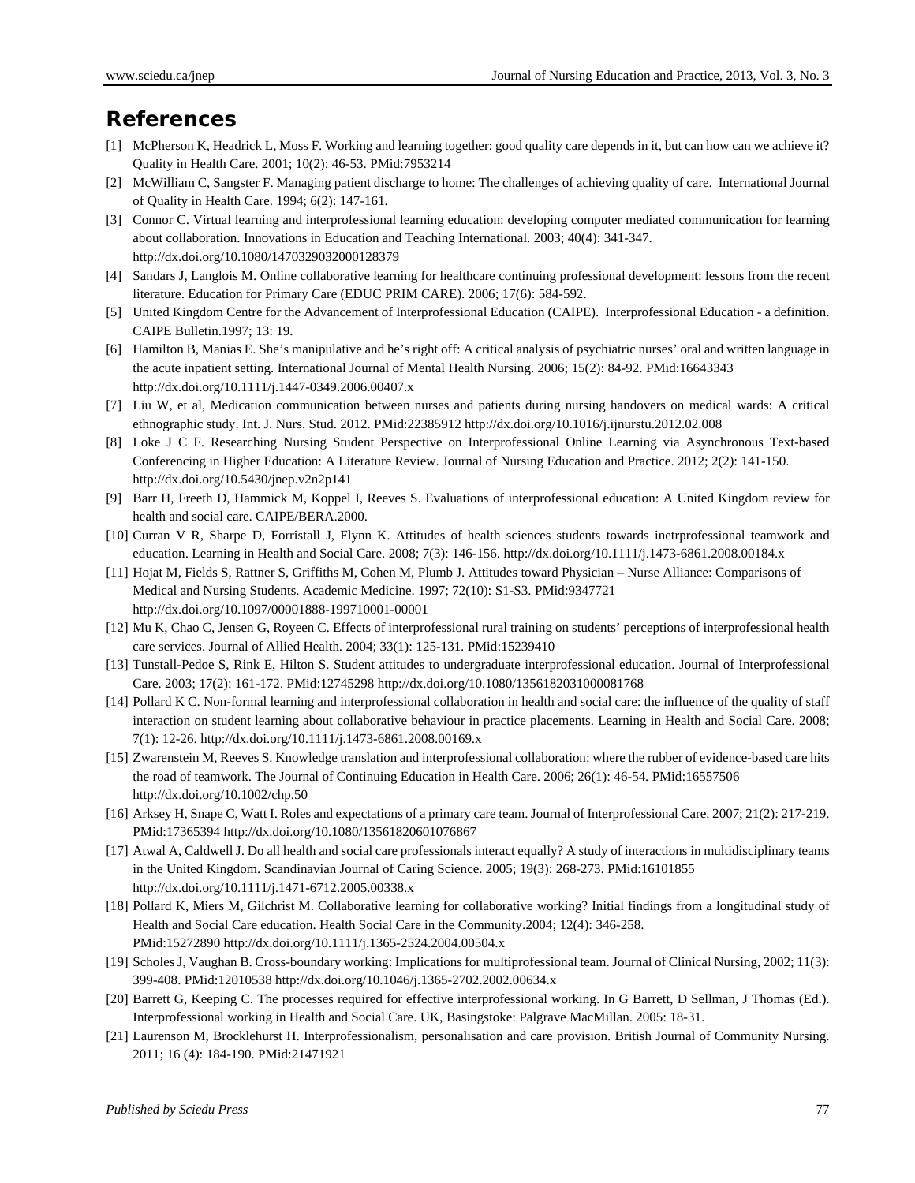## References

[1] McPherson K, Headrick L, Moss F. Working and learning together: good quality care depends in it, but can how can we achieve it? Quality in Health Care. 2001; 10(2): 46-53. PMid:7953214

[2] McWilliam C, Sangster F. Managing patient discharge to home: The challenges of achieving quality of care. International Journal of Quality in Health Care. 1994; 6(2): 147-161.

[3] Connor C. Virtual learning and interprofessional learning education: developing computer mediated communication for learning about collaboration. Innovations in Education and Teaching International. 2003; 40(4): 341-347. http://dx.doi.org/10.1080/1470329032000128379

[4] Sandars J, Langlois M. Online collaborative learning for healthcare continuing professional development: lessons from the recent literature. Education for Primary Care (EDUC PRIM CARE). 2006; 17(6): 584-592.

[5] United Kingdom Centre for the Advancement of Interprofessional Education (CAIPE). Interprofessional Education - a definition. CAIPE Bulletin.1997; 13: 19.

[6] Hamilton B, Manias E. She's manipulative and he's right off: A critical analysis of psychiatric nurses' oral and written language in the acute inpatient setting. International Journal of Mental Health Nursing. 2006; 15(2): 84-92. PMid:16643343 http://dx.doi.org/10.1111/j.1447-0349.2006.00407.x

[7] Liu W, et al, Medication communication between nurses and patients during nursing handovers on medical wards: A critical ethnographic study. Int. J. Nurs. Stud. 2012. PMid:22385912 http://dx.doi.org/10.1016/j.ijnurstu.2012.02.008

[8] Loke J C F. Researching Nursing Student Perspective on Interprofessional Online Learning via Asynchronous Text-based Conferencing in Higher Education: A Literature Review. Journal of Nursing Education and Practice. 2012; 2(2): 141-150. http://dx.doi.org/10.5430/jnep.v2n2p141

[9] Barr H, Freeth D, Hammick M, Koppel I, Reeves S. Evaluations of interprofessional education: A United Kingdom review for health and social care. CAIPE/BERA.2000.

[10] Curran V R, Sharpe D, Forristall J, Flynn K. Attitudes of health sciences students towards inetrprofessional teamwork and education. Learning in Health and Social Care. 2008; 7(3): 146-156. http://dx.doi.org/10.1111/j.1473-6861.2008.00184.x

[11] Hojat M, Fields S, Rattner S, Griffiths M, Cohen M, Plumb J. Attitudes toward Physician – Nurse Alliance: Comparisons of Medical and Nursing Students. Academic Medicine. 1997; 72(10): S1-S3. PMid:9347721 http://dx.doi.org/10.1097/00001888-199710001-00001

[12] Mu K, Chao C, Jensen G, Royeen C. Effects of interprofessional rural training on students' perceptions of interprofessional health care services. Journal of Allied Health. 2004; 33(1): 125-131. PMid:15239410

[13] Tunstall-Pedoe S, Rink E, Hilton S. Student attitudes to undergraduate interprofessional education. Journal of Interprofessional Care. 2003; 17(2): 161-172. PMid:12745298 http://dx.doi.org/10.1080/1356182031000081768

[14] Pollard K C. Non-formal learning and interprofessional collaboration in health and social care: the influence of the quality of staff interaction on student learning about collaborative behaviour in practice placements. Learning in Health and Social Care. 2008; 7(1): 12-26. http://dx.doi.org/10.1111/j.1473-6861.2008.00169.x

[15] Zwarenstein M, Reeves S. Knowledge translation and interprofessional collaboration: where the rubber of evidence-based care hits the road of teamwork. The Journal of Continuing Education in Health Care. 2006; 26(1): 46-54. PMid:16557506 http://dx.doi.org/10.1002/chp.50

[16] Arksey H, Snape C, Watt I. Roles and expectations of a primary care team. Journal of Interprofessional Care. 2007; 21(2): 217-219. PMid:17365394 http://dx.doi.org/10.1080/13561820601076867

[17] Atwal A, Caldwell J. Do all health and social care professionals interact equally? A study of interactions in multidisciplinary teams in the United Kingdom. Scandinavian Journal of Caring Science. 2005; 19(3): 268-273. PMid:16101855 http://dx.doi.org/10.1111/j.1471-6712.2005.00338.x

[18] Pollard K, Miers M, Gilchrist M. Collaborative learning for collaborative working? Initial findings from a longitudinal study of Health and Social Care education. Health Social Care in the Community.2004; 12(4): 346-258. PMid:15272890 http://dx.doi.org/10.1111/j.1365-2524.2004.00504.x

[19] Scholes J, Vaughan B. Cross-boundary working: Implications for multiprofessional team. Journal of Clinical Nursing, 2002; 11(3): 399-408. PMid:12010538 http://dx.doi.org/10.1046/j.1365-2702.2002.00634.x

[20] Barrett G, Keeping C. The processes required for effective interprofessional working. In G Barrett, D Sellman, J Thomas (Ed.). Interprofessional working in Health and Social Care. UK, Basingstoke: Palgrave MacMillan. 2005: 18-31.

[21] Laurenson M, Brocklehurst H. Interprofessionalism, personalisation and care provision. British Journal of Community Nursing. 2011; 16 (4): 184-190. PMid:21471921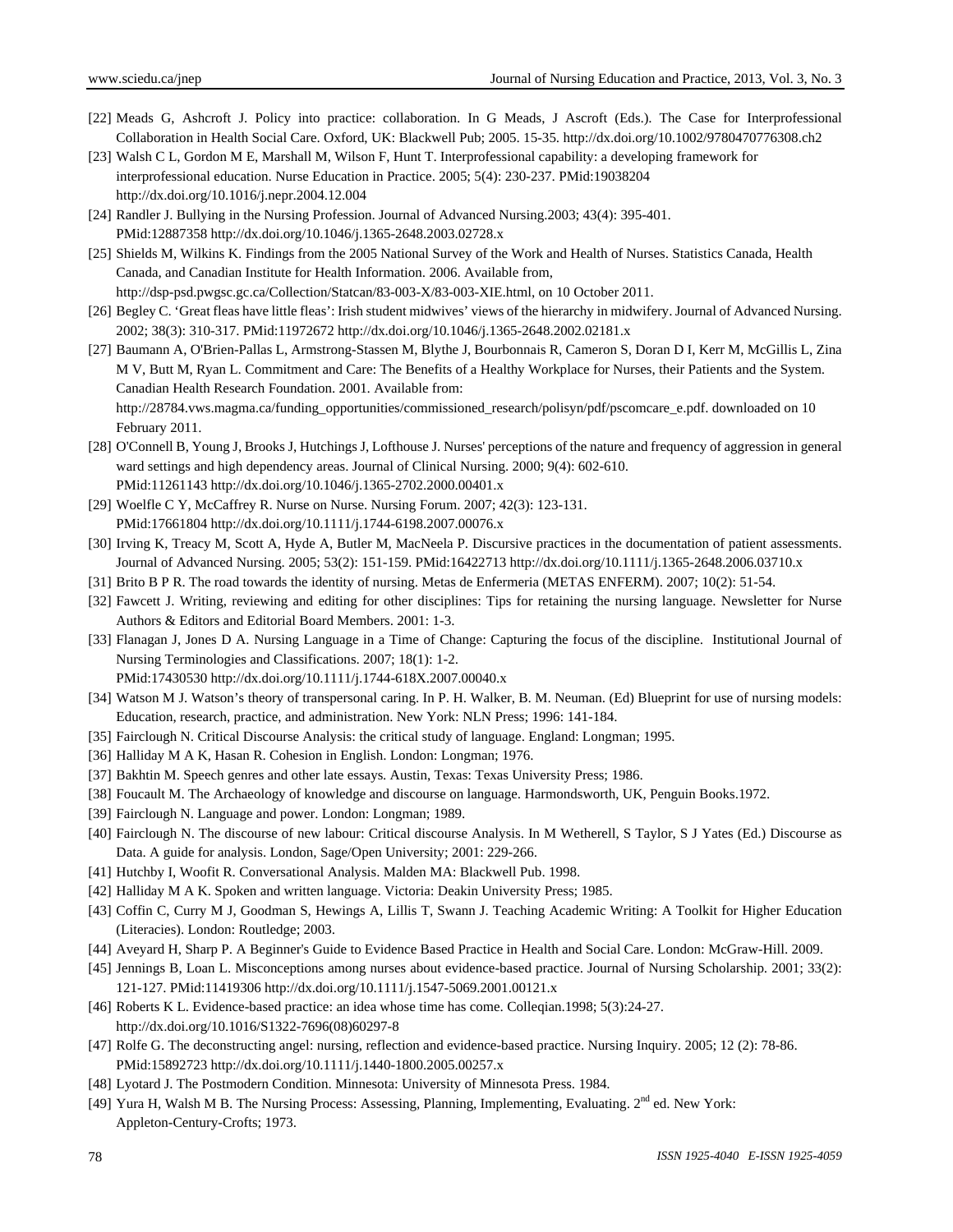[22] Meads G, Ashcroft J. Policy into practice: collaboration. In G Meads, J Ascroft (Eds.). The Case for Interprofessional Collaboration in Health Social Care. Oxford, UK: Blackwell Pub; 2005. 15-35. http://dx.doi.org/10.1002/9780470776308.ch2

[23] Walsh C L, Gordon M E, Marshall M, Wilson F, Hunt T. Interprofessional capability: a developing framework for interprofessional education. Nurse Education in Practice. 2005; 5(4): 230-237. PMid:19038204 http://dx.doi.org/10.1016/j.nepr.2004.12.004

[24] Randler J. Bullying in the Nursing Profession. Journal of Advanced Nursing.2003; 43(4): 395-401. PMid:12887358 http://dx.doi.org/10.1046/j.1365-2648.2003.02728.x

[25] Shields M, Wilkins K. Findings from the 2005 National Survey of the Work and Health of Nurses. Statistics Canada, Health Canada, and Canadian Institute for Health Information. 2006. Available from, http://dsp-psd.pwgsc.gc.ca/Collection/Statcan/83-003-X/83-003-XIE.html, on 10 October 2011.

[26] Begley C. 'Great fleas have little fleas': Irish student midwives' views of the hierarchy in midwifery. Journal of Advanced Nursing. 2002; 38(3): 310-317. PMid:11972672 http://dx.doi.org/10.1046/j.1365-2648.2002.02181.x

[27] Baumann A, O'Brien-Pallas L, Armstrong-Stassen M, Blythe J, Bourbonnais R, Cameron S, Doran D I, Kerr M, McGillis L, Zina M V, Butt M, Ryan L. Commitment and Care: The Benefits of a Healthy Workplace for Nurses, their Patients and the System. Canadian Health Research Foundation. 2001. Available from: http://28784.vws.magma.ca/funding_opportunities/commissioned_research/polisyn/pdf/pscomcare_e.pdf. downloaded on 10 February 2011.

[28] O'Connell B, Young J, Brooks J, Hutchings J, Lofthouse J. Nurses' perceptions of the nature and frequency of aggression in general ward settings and high dependency areas. Journal of Clinical Nursing. 2000; 9(4): 602-610. PMid:11261143 http://dx.doi.org/10.1046/j.1365-2702.2000.00401.x

[29] Woelfle C Y, McCaffrey R. Nurse on Nurse. Nursing Forum. 2007; 42(3): 123-131. PMid:17661804 http://dx.doi.org/10.1111/j.1744-6198.2007.00076.x

[30] Irving K, Treacy M, Scott A, Hyde A, Butler M, MacNeela P. Discursive practices in the documentation of patient assessments. Journal of Advanced Nursing. 2005; 53(2): 151-159. PMid:16422713 http://dx.doi.org/10.1111/j.1365-2648.2006.03710.x

[31] Brito B P R. The road towards the identity of nursing. Metas de Enfermeria (METAS ENFERM). 2007; 10(2): 51-54.

[32] Fawcett J. Writing, reviewing and editing for other disciplines: Tips for retaining the nursing language. Newsletter for Nurse Authors & Editors and Editorial Board Members. 2001: 1-3.

[33] Flanagan J, Jones D A. Nursing Language in a Time of Change: Capturing the focus of the discipline. Institutional Journal of Nursing Terminologies and Classifications. 2007; 18(1): 1-2. PMid:17430530 http://dx.doi.org/10.1111/j.1744-618X.2007.00040.x

[34] Watson M J. Watson's theory of transpersonal caring. In P. H. Walker, B. M. Neuman. (Ed) Blueprint for use of nursing models: Education, research, practice, and administration. New York: NLN Press; 1996: 141-184.

[35] Fairclough N. Critical Discourse Analysis: the critical study of language. England: Longman; 1995.

[36] Halliday M A K, Hasan R. Cohesion in English. London: Longman; 1976.

[37] Bakhtin M. Speech genres and other late essays. Austin, Texas: Texas University Press; 1986.

[38] Foucault M. The Archaeology of knowledge and discourse on language. Harmondsworth, UK, Penguin Books.1972.

[39] Fairclough N. Language and power. London: Longman; 1989.

[40] Fairclough N. The discourse of new labour: Critical discourse Analysis. In M Wetherell, S Taylor, S J Yates (Ed.) Discourse as Data. A guide for analysis. London, Sage/Open University; 2001: 229-266.

[41] Hutchby I, Woofit R. Conversational Analysis. Malden MA: Blackwell Pub. 1998.

[42] Halliday M A K. Spoken and written language. Victoria: Deakin University Press; 1985.

[43] Coffin C, Curry M J, Goodman S, Hewings A, Lillis T, Swann J. Teaching Academic Writing: A Toolkit for Higher Education (Literacies). London: Routledge; 2003.

[44] Aveyard H, Sharp P. A Beginner's Guide to Evidence Based Practice in Health and Social Care. London: McGraw-Hill. 2009.

[45] Jennings B, Loan L. Misconceptions among nurses about evidence-based practice. Journal of Nursing Scholarship. 2001; 33(2): 121-127. PMid:11419306 http://dx.doi.org/10.1111/j.1547-5069.2001.00121.x

[46] Roberts K L. Evidence-based practice: an idea whose time has come. Colleqian.1998; 5(3):24-27. http://dx.doi.org/10.1016/S1322-7696(08)60297-8

[47] Rolfe G. The deconstructing angel: nursing, reflection and evidence-based practice. Nursing Inquiry. 2005; 12 (2): 78-86. PMid:15892723 http://dx.doi.org/10.1111/j.1440-1800.2005.00257.x

[48] Lyotard J. The Postmodern Condition. Minnesota: University of Minnesota Press. 1984.

[49] Yura H, Walsh M B. The Nursing Process: Assessing, Planning, Implementing, Evaluating. 2nd ed. New York: Appleton-Century-Crofts; 1973.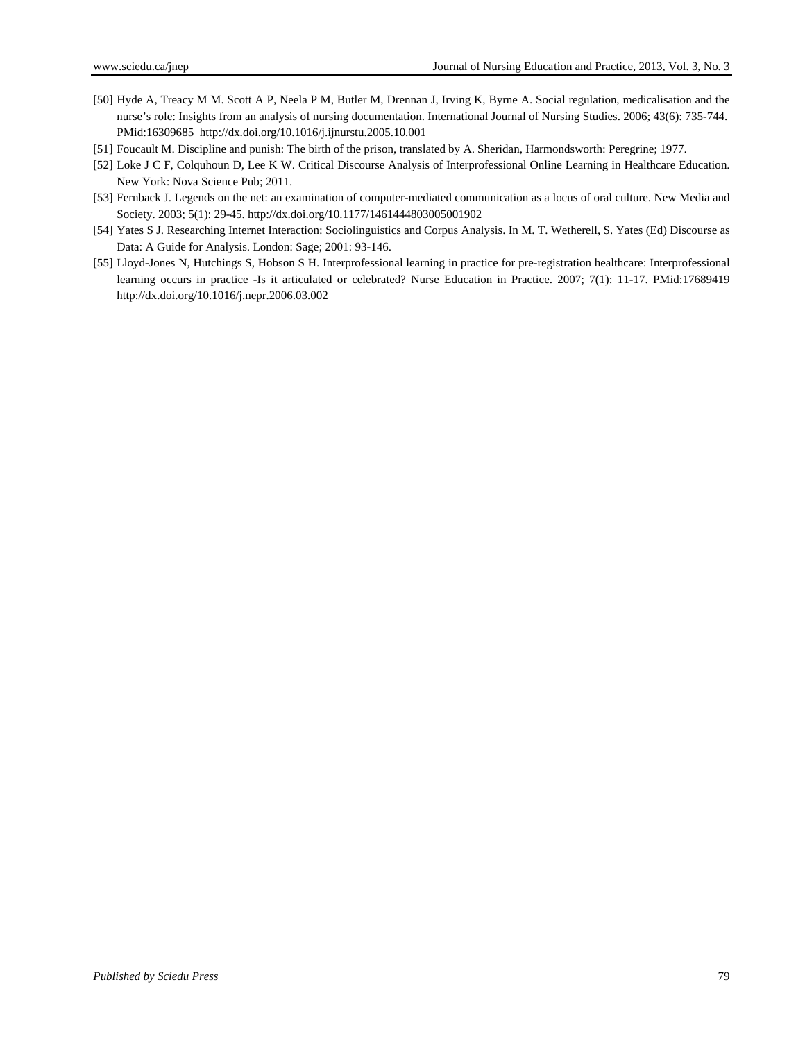[50] Hyde A, Treacy M M. Scott A P, Neela P M, Butler M, Drennan J, Irving K, Byrne A. Social regulation, medicalisation and the nurse's role: Insights from an analysis of nursing documentation. International Journal of Nursing Studies. 2006; 43(6): 735-744. PMid:16309685 http://dx.doi.org/10.1016/j.ijnurstu.2005.10.001

[51] Foucault M. Discipline and punish: The birth of the prison, translated by A. Sheridan, Harmondsworth: Peregrine; 1977.

[52] Loke J C F, Colquhoun D, Lee K W. Critical Discourse Analysis of Interprofessional Online Learning in Healthcare Education. New York: Nova Science Pub; 2011.

[53] Fernback J. Legends on the net: an examination of computer-mediated communication as a locus of oral culture. New Media and Society. 2003; 5(1): 29-45. http://dx.doi.org/10.1177/1461444803005001902

[54] Yates S J. Researching Internet Interaction: Sociolinguistics and Corpus Analysis. In M. T. Wetherell, S. Yates (Ed) Discourse as Data: A Guide for Analysis. London: Sage; 2001: 93-146.

[55] Lloyd-Jones N, Hutchings S, Hobson S H. Interprofessional learning in practice for pre-registration healthcare: Interprofessional learning occurs in practice -Is it articulated or celebrated? Nurse Education in Practice. 2007; 7(1): 11-17. PMid:17689419 http://dx.doi.org/10.1016/j.nepr.2006.03.002